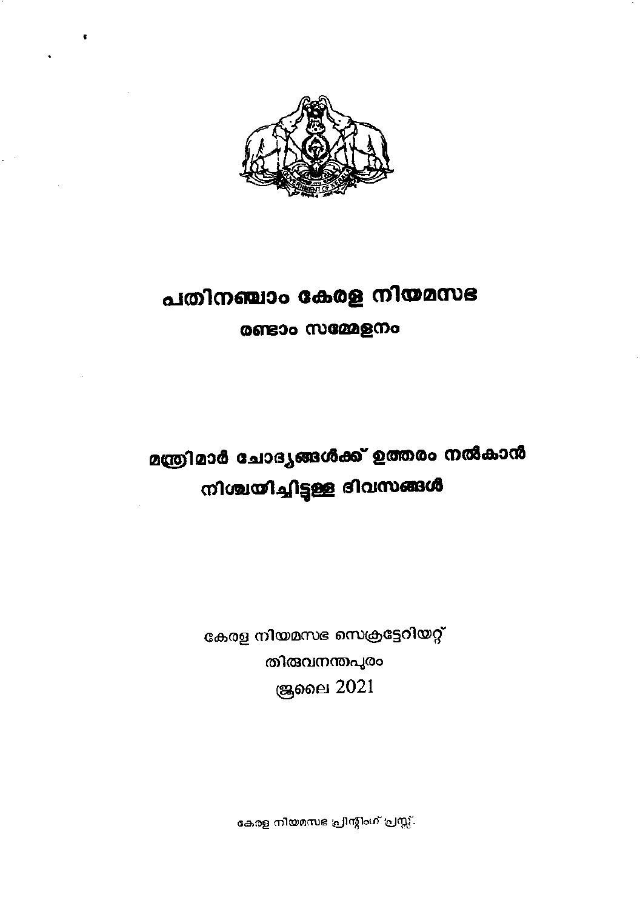# പതിനഞ്ചാം കേരള നിയമസഭ

## രണ്ടാം സമ്മേളനം

## മന്ത്രിമാർ ചോദ്യങ്ങൾക്ക് ഉത്തരം നൽകാൻ നിശ്ചയിച്ചിട്ടുള്ള ദിവസങ്ങൾ

കേരള നിയമസഭ സെക്രട്ടേറിയറ്റ്
തിരുവനന്തപുരം
ജൂലൈ 2021

കേരള നിയമസഭ പ്രിന്റിംഗ് പ്രസ്സ്.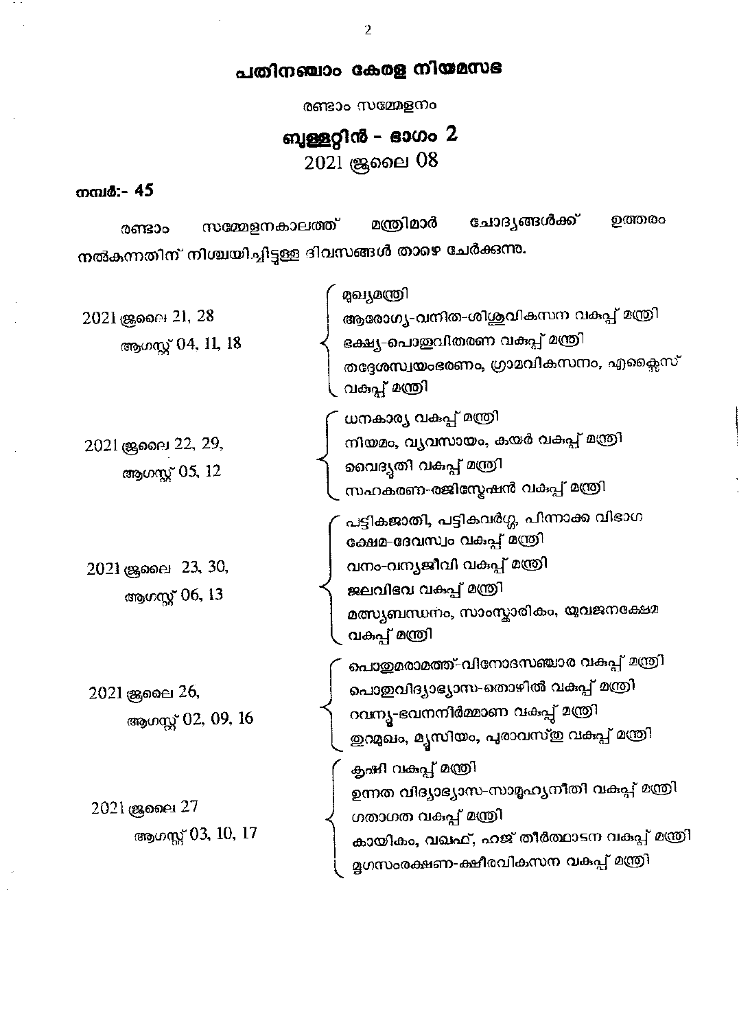# പതിനഞ്ചാം കേരള നിയമസഭ

## രണ്ടാം സമ്മേളനം

## ബുള്ളറ്റിൻ - ഭാഗം 2

2021 ജൂലൈ 08

**നമ്പർ:- 45**

രണ്ടാം സമ്മേളനകാലത്ത് മന്ത്രിമാർ ചോദ്യങ്ങൾക്ക് ഉത്തരം നൽകുന്നതിന് നിശ്ചയിച്ചിട്ടുള്ള ദിവസങ്ങൾ താഴെ ചേർക്കുന്നു.

| ദിവസങ്ങൾ | മന്ത്രിമാർ |
|---|---|
| 2021 ജൂലൈ 21, 28<br>ആഗസ്റ്റ് 04, 11, 18 | മുഖ്യമന്ത്രി<br>ആരോഗ്യ-വനിത-ശിശുവികസന വകുപ്പ് മന്ത്രി<br>ഭക്ഷ്യ-പൊതുവിതരണ വകുപ്പ് മന്ത്രി<br>തദ്ദേശസ്വയംഭരണം, ഗ്രാമവികസനം, എക്സൈസ് വകുപ്പ് മന്ത്രി |
| 2021 ജൂലൈ 22, 29,<br>ആഗസ്റ്റ് 05, 12 | ധനകാര്യ വകുപ്പ് മന്ത്രി<br>നിയമം, വ്യവസായം, കയർ വകുപ്പ് മന്ത്രി<br>വൈദ്യുതി വകുപ്പ് മന്ത്രി<br>സഹകരണ-രജിസ്ട്രേഷൻ വകുപ്പ് മന്ത്രി |
| 2021 ജൂലൈ 23, 30,<br>ആഗസ്റ്റ് 06, 13 | പട്ടികജാതി, പട്ടികവർഗ്ഗ, പിന്നാക്ക വിഭാഗ ക്ഷേമ-ദേവസ്വം വകുപ്പ് മന്ത്രി<br>വനം-വന്യജീവി വകുപ്പ് മന്ത്രി<br>ജലവിഭവ വകുപ്പ് മന്ത്രി<br>മത്സ്യബന്ധനം, സാംസ്കാരികം, യുവജനക്ഷേമ വകുപ്പ് മന്ത്രി |
| 2021 ജൂലൈ 26,<br>ആഗസ്റ്റ് 02, 09, 16 | പൊതുമരാമത്ത്-വിനോദസഞ്ചാര വകുപ്പ് മന്ത്രി<br>പൊതുവിദ്യാഭ്യാസ-തൊഴിൽ വകുപ്പ് മന്ത്രി<br>റവന്യൂ-ഭവനനിർമ്മാണ വകുപ്പ് മന്ത്രി<br>തുറമുഖം, മ്യൂസിയം, പുരാവസ്തു വകുപ്പ് മന്ത്രി |
| 2021 ജൂലൈ 27<br>ആഗസ്റ്റ് 03, 10, 17 | കൃഷി വകുപ്പ് മന്ത്രി<br>ഉന്നത വിദ്യാഭ്യാസ-സാമൂഹ്യനീതി വകുപ്പ് മന്ത്രി<br>ഗതാഗത വകുപ്പ് മന്ത്രി<br>കായികം, വഖഫ്, ഹജ് തീർത്ഥാടന വകുപ്പ് മന്ത്രി<br>മൃഗസംരക്ഷണ-ക്ഷീരവികസന വകുപ്പ് മന്ത്രി |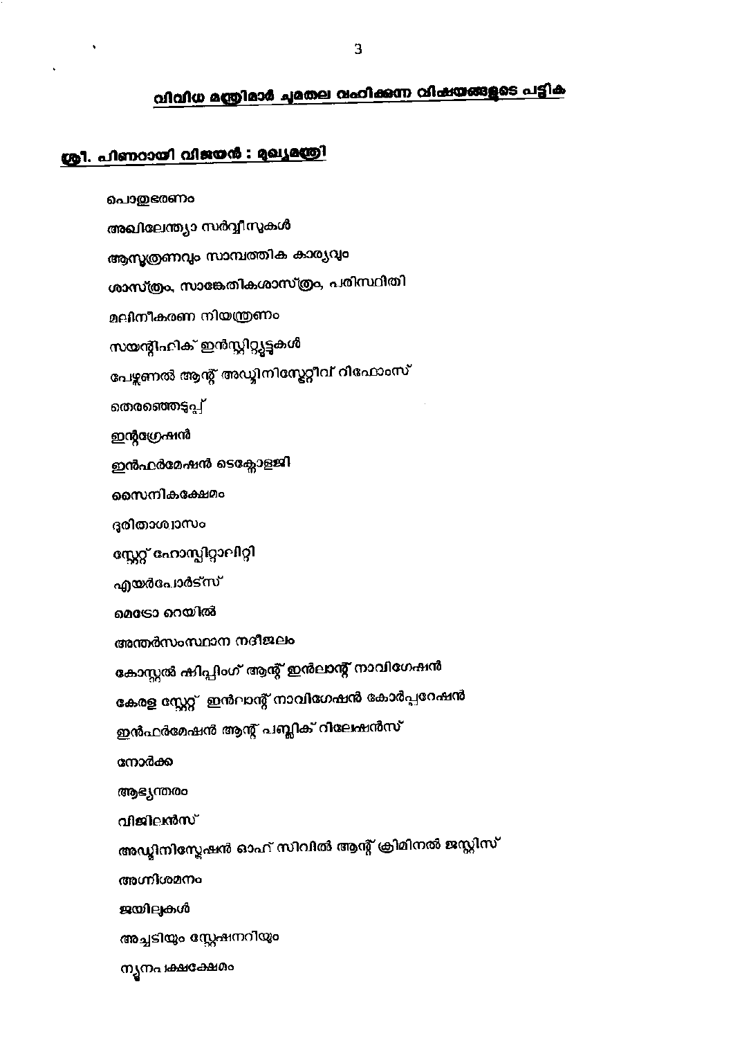## വിവിധ മന്ത്രിമാർ ചുമതല വഹിക്കുന്ന വിഷയങ്ങളുടെ പട്ടിക

### ശ്രീ. പിണറായി വിജയൻ : മുഖ്യമന്ത്രി

- പൊതുഭരണം
- അഖിലേന്ത്യാ സർവ്വീസുകൾ
- ആസൂത്രണവും സാമ്പത്തിക കാര്യവും
- ശാസ്ത്രം, സാങ്കേതികശാസ്ത്രം, പരിസ്ഥിതി
- മലിനീകരണ നിയന്ത്രണം
- സയന്റിഫിക് ഇൻസ്റ്റിറ്റ്യൂട്ടുകൾ
- പേഴ്സണൽ ആന്റ് അഡ്മിനിസ്ട്രേറ്റീവ് റിഫോംസ്
- തെരഞ്ഞെടുപ്പ്
- ഇന്റഗ്രേഷൻ
- ഇൻഫർമേഷൻ ടെക്നോളജി
- സൈനികക്ഷേമം
- ദുരിതാശ്വാസം
- സ്റ്റേറ്റ് ഹോസ്പിറ്റാലിറ്റി
- എയർപോർട്ട്സ്
- മെട്രോ റെയിൽ
- അന്തർസംസ്ഥാന നദീജലം
- കോസ്റ്റൽ ഷിപ്പിംഗ് ആന്റ് ഇൻലാന്റ് നാവിഗേഷൻ
- കേരള സ്റ്റേറ്റ് ഇൻലാന്റ് നാവിഗേഷൻ കോർപ്പറേഷൻ
- ഇൻഫർമേഷൻ ആന്റ് പബ്ലിക് റിലേഷൻസ്
- നോർക്ക
- ആഭ്യന്തരം
- വിജിലൻസ്
- അഡ്മിനിസ്ട്രേഷൻ ഓഫ് സിവിൽ ആന്റ് ക്രിമിനൽ ജസ്റ്റിസ്
- അഗ്നിശമനം
- ജയിലുകൾ
- അച്ചടിയും സ്റ്റേഷനറിയും
- ന്യൂനപക്ഷക്ഷേമം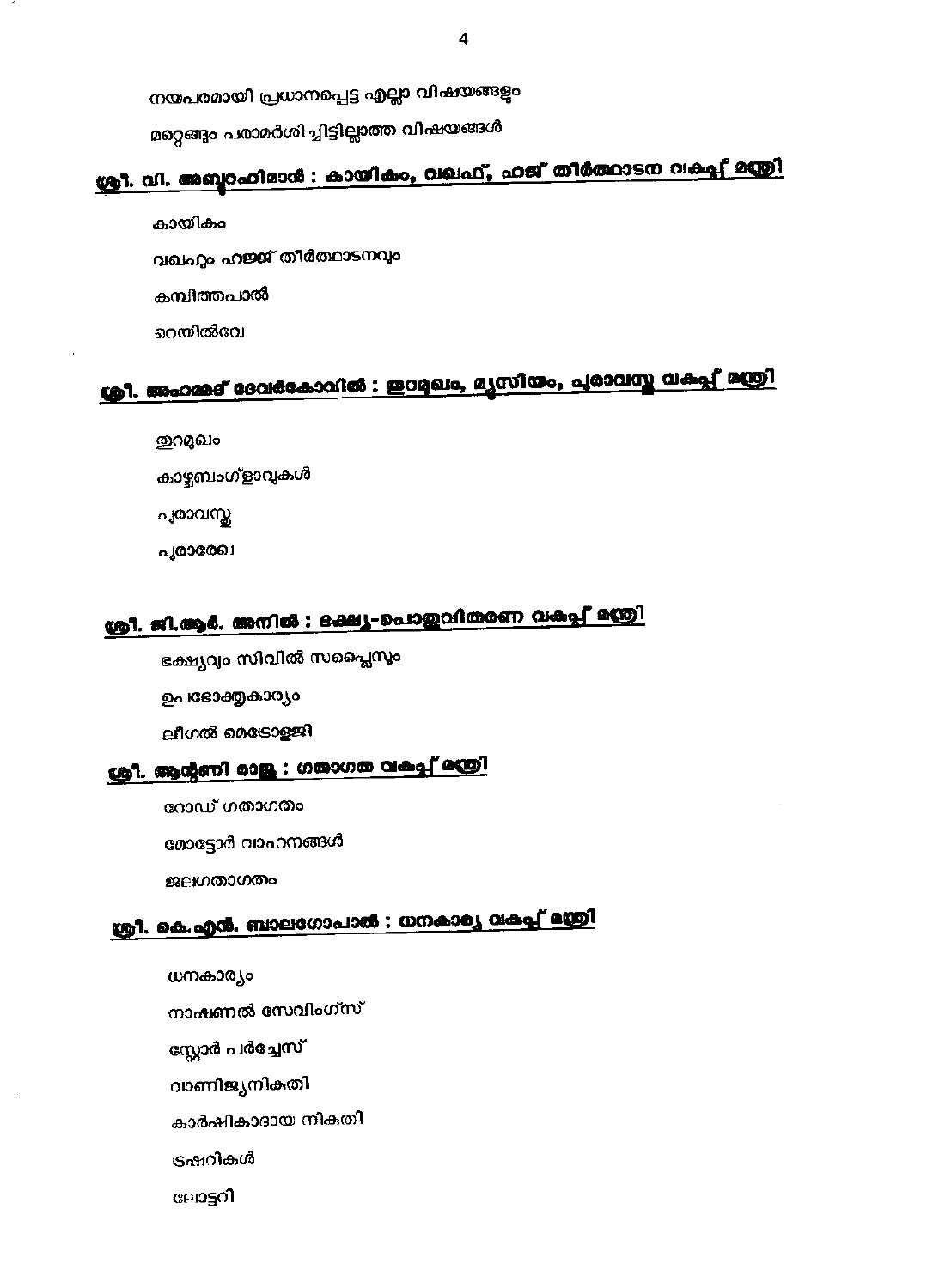നയപരമായി പ്രധാനപ്പെട്ട എല്ലാ വിഷയങ്ങളും

മറ്റെങ്ങും പരാമർശിച്ചിട്ടില്ലാത്ത വിഷയങ്ങൾ

## ശ്രീ. വി. അബ്ദുറഹിമാൻ : കായികം, വഖഫ്, ഹജ് തീർത്ഥാടന വകുപ്പ് മന്ത്രി

കായികം

വഖഫും ഹജ്ജ് തീർത്ഥാടനവും

കമ്പിത്തപാൽ

റെയിൽവേ

## ശ്രീ. അഹമ്മദ് ദേവർകോവിൽ : തുറമുഖം, മ്യൂസിയം, പുരാവസ്തു വകുപ്പ് മന്ത്രി

തുറമുഖം

കാഴ്ചബംഗ്ലാവുകൾ

പുരാവസ്തു

പുരാരേഖ

## ശ്രീ. ജി.ആർ. അനിൽ : ഭക്ഷ്യ-പൊതുവിതരണ വകുപ്പ് മന്ത്രി

ഭക്ഷ്യവും സിവിൽ സപ്ലൈസും

ഉപഭോക്തൃകാര്യം

ലീഗൽ മെട്രോളജി

## ശ്രീ. ആന്റണി രാജു : ഗതാഗത വകുപ്പ് മന്ത്രി

റോഡ് ഗതാഗതം

മോട്ടോർ വാഹനങ്ങൾ

ജലഗതാഗതം

## ശ്രീ. കെ.എൻ. ബാലഗോപാൽ : ധനകാര്യ വകുപ്പ് മന്ത്രി

ധനകാര്യം

നാഷണൽ സേവിംഗ്സ്

സ്റ്റോർ പർച്ചേസ്

വാണിജ്യനികുതി

കാർഷികാദായ നികുതി

ട്രഷറികൾ

ലോട്ടറി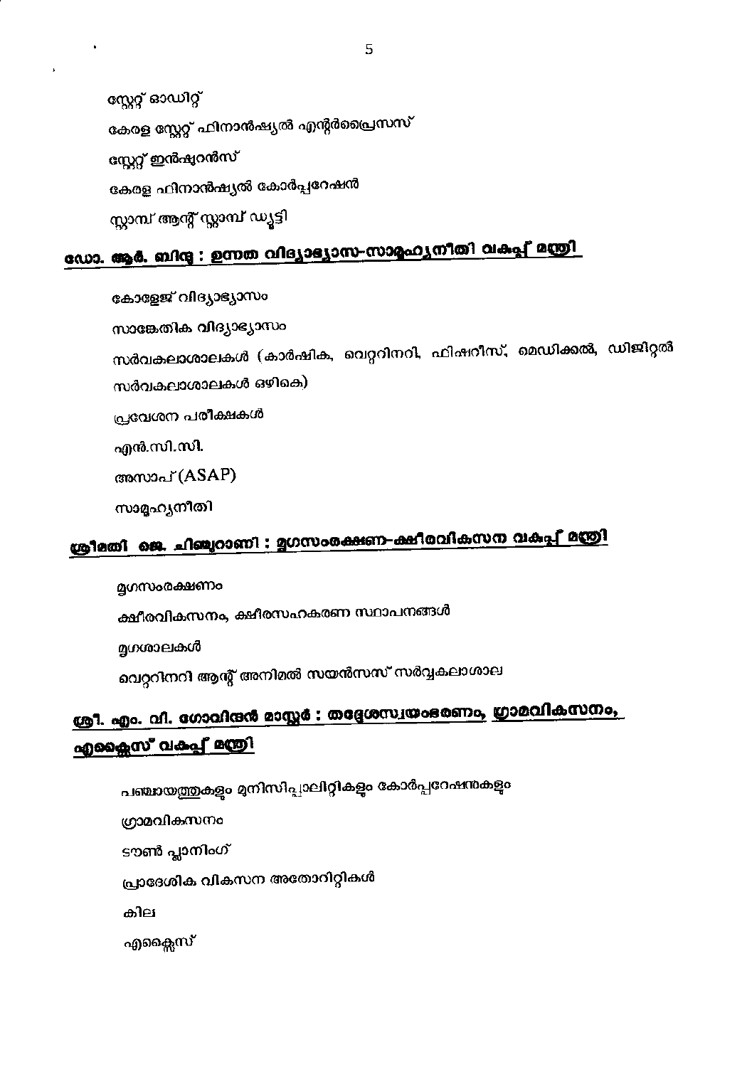സ്റ്റേറ്റ് ഓഡിറ്റ്

കേരള സ്റ്റേറ്റ് ഫിനാൻഷ്യൽ എന്റർപ്രൈസസ്

സ്റ്റേറ്റ് ഇൻഷ്വറൻസ്

കേരള ഫിനാൻഷ്യൽ കോർപ്പറേഷൻ

സ്റ്റാമ്പ് ആന്റ് സ്റ്റാമ്പ് ഡ്യൂട്ടി

## ഡോ. ആർ. ബിന്ദു : ഉന്നത വിദ്യാഭ്യാസ-സാമൂഹ്യനീതി വകുപ്പ് മന്ത്രി

കോളേജ് വിദ്യാഭ്യാസം

സാങ്കേതിക വിദ്യാഭ്യാസം

സർവകലാശാലകൾ (കാർഷിക, വെറ്ററിനറി, ഫിഷറീസ്, മെഡിക്കൽ, ഡിജിറ്റൽ സർവകലാശാലകൾ ഒഴികെ)

പ്രവേശന പരീക്ഷകൾ

എൻ.സി.സി.

അസാപ് (ASAP)

സാമൂഹ്യനീതി

## ശ്രീമതി ജെ. ചിഞ്ചുറാണി : മൃഗസംരക്ഷണ-ക്ഷീരവികസന വകുപ്പ് മന്ത്രി

മൃഗസംരക്ഷണം

ക്ഷീരവികസനം, ക്ഷീരസഹകരണ സ്ഥാപനങ്ങൾ

മൃഗശാലകൾ

വെറ്ററിനറി ആന്റ് അനിമൽ സയൻസസ് സർവ്വകലാശാല

## ശ്രീ. എം. വി. ഗോവിന്ദൻ മാസ്റ്റർ : തദ്ദേശസ്വയംഭരണം, ഗ്രാമവികസനം, എക്സൈസ് വകുപ്പ് മന്ത്രി

പഞ്ചായത്തുകളും മുനിസിപ്പാലിറ്റികളും കോർപ്പറേഷനുകളും

ഗ്രാമവികസനം

ടൗൺ പ്ലാനിംഗ്

പ്രാദേശിക വികസന അതോറിറ്റികൾ

കില

എക്സൈസ്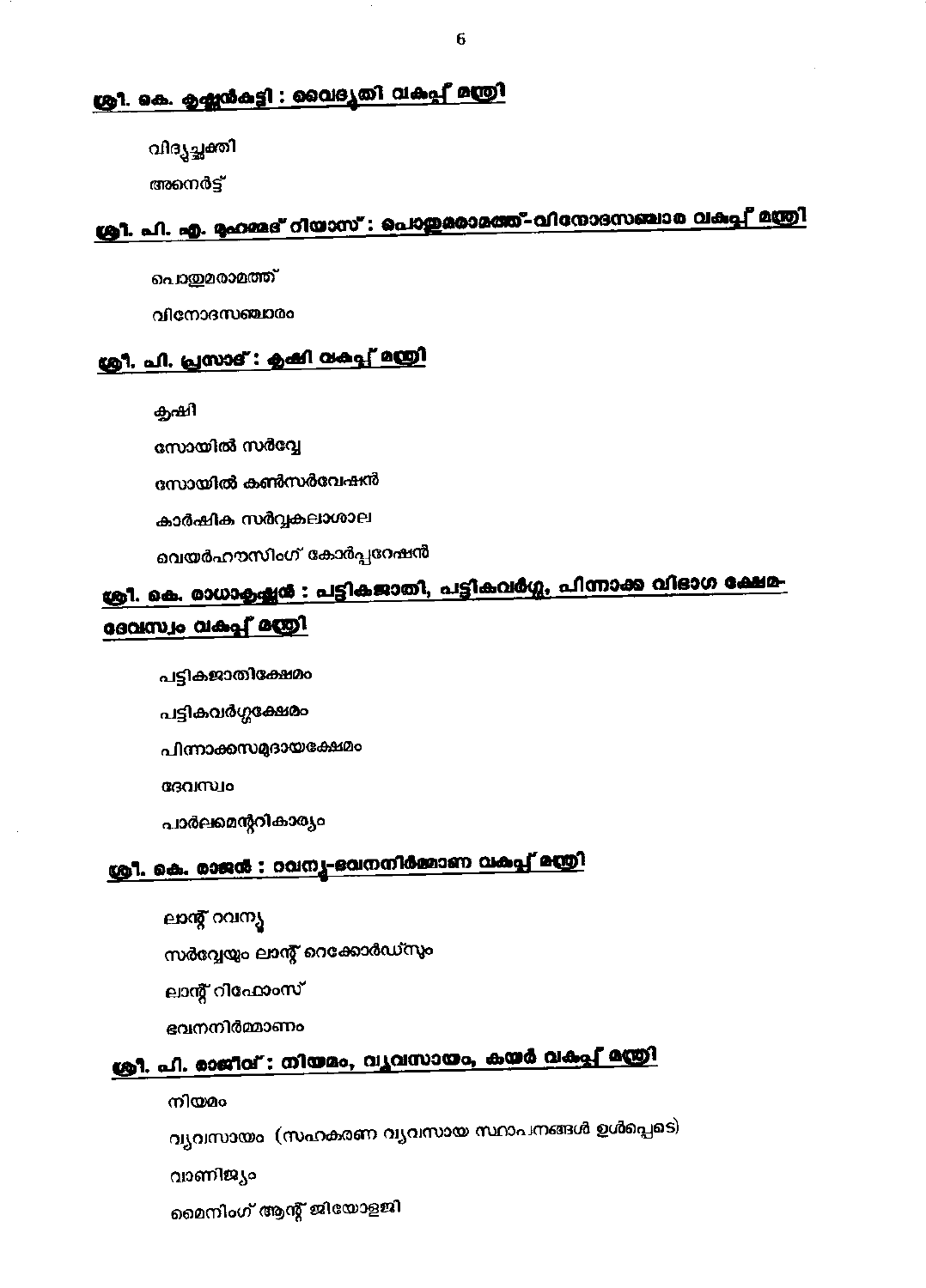**ശ്രീ. കെ. കൃഷ്ണൻകുട്ടി : വൈദ്യുതി വകുപ്പ് മന്ത്രി**

വിദ്യുച്ഛക്തി

അനെർട്ട്

**ശ്രീ. പി. എ. മുഹമ്മദ് റിയാസ് : പൊതുമരാമത്ത്-വിനോദസഞ്ചാര വകുപ്പ് മന്ത്രി**

പൊതുമരാമത്ത്

വിനോദസഞ്ചാരം

**ശ്രീ. പി. പ്രസാദ് : കൃഷി വകുപ്പ് മന്ത്രി**

കൃഷി

സോയിൽ സർവ്വേ

സോയിൽ കൺസർവേഷൻ

കാർഷിക സർവ്വകലാശാല

വെയർഹൗസിംഗ് കോർപ്പറേഷൻ

**ശ്രീ. കെ. രാധാകൃഷ്ണൻ : പട്ടികജാതി, പട്ടികവർഗ്ഗ, പിന്നാക്ക വിഭാഗ ക്ഷേമ-ദേവസ്വം വകുപ്പ് മന്ത്രി**

പട്ടികജാതിക്ഷേമം

പട്ടികവർഗ്ഗക്ഷേമം

പിന്നാക്കസമുദായക്ഷേമം

ദേവസ്വം

പാർലമെന്ററികാര്യം

**ശ്രീ. കെ. രാജൻ : റവന്യൂ-ഭവനനിർമ്മാണ വകുപ്പ് മന്ത്രി**

ലാന്റ് റവന്യൂ

സർവ്വേയും ലാന്റ് റെക്കോർഡ്സും

ലാന്റ് റിഫോംസ്

ഭവനനിർമ്മാണം

**ശ്രീ. പി. രാജീവ് : നിയമം, വ്യവസായം, കയർ വകുപ്പ് മന്ത്രി**

നിയമം

വ്യവസായം (സഹകരണ വ്യവസായ സ്ഥാപനങ്ങൾ ഉൾപ്പെടെ)

വാണിജ്യം

മൈനിംഗ് ആന്റ് ജിയോളജി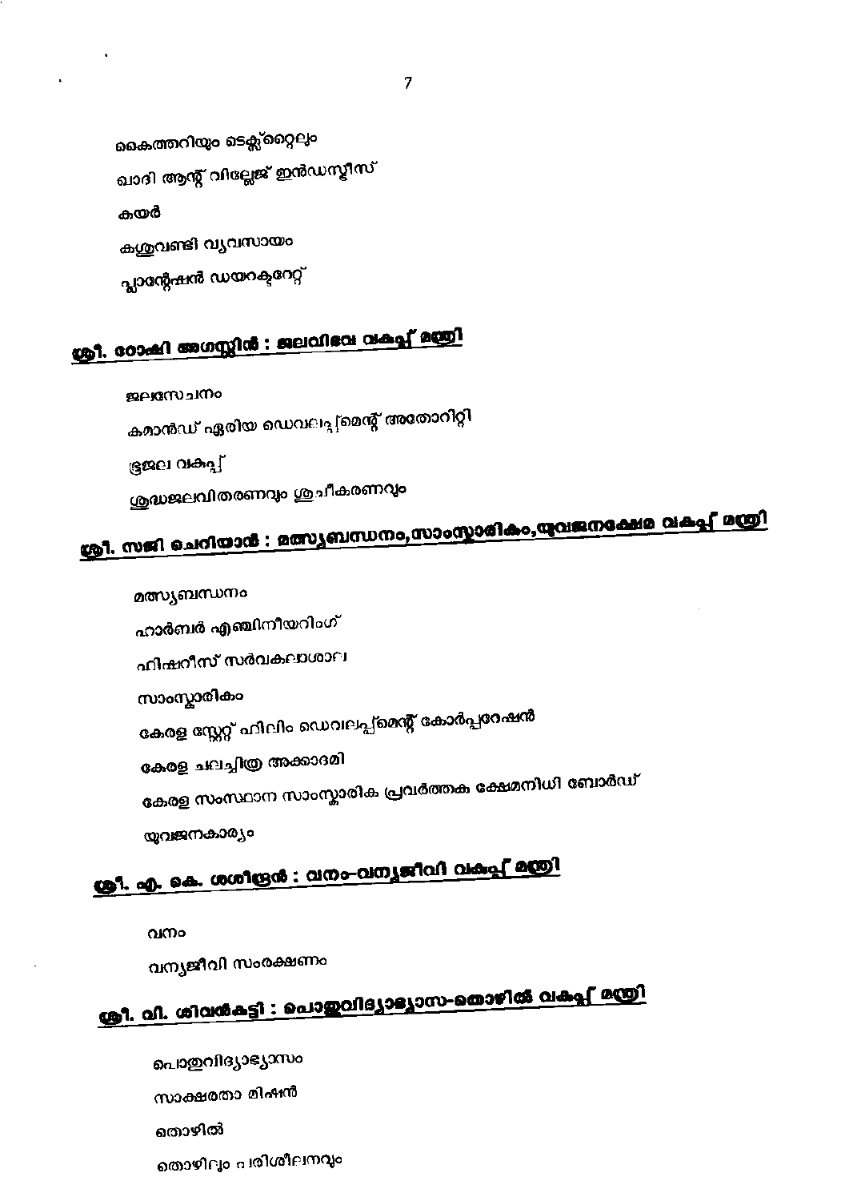കൈത്തറിയും ടെക്സ്റ്റൈലും

ഖാദി ആന്റ് വില്ലേജ് ഇൻഡസ്ട്രീസ്

കയർ

കശുവണ്ടി വ്യവസായം

പ്ലാന്റേഷൻ ഡയറക്ടറേറ്റ്

## ശ്രീ. റോഷി അഗസ്റ്റിൻ : ജലവിഭവ വകുപ്പ് മന്ത്രി

ജലസേചനം

കമാൻഡ് ഏരിയ ഡെവലപ്പ്മെന്റ് അതോറിറ്റി

ഭൂജല വകുപ്പ്

ശുദ്ധജലവിതരണവും ശുചീകരണവും

## ശ്രീ. സജി ചെറിയാൻ : മത്സ്യബന്ധനം,സാംസ്കാരികം,യുവജനക്ഷേമ വകുപ്പ് മന്ത്രി

മത്സ്യബന്ധനം

ഹാർബർ എഞ്ചിനീയറിംഗ്

ഫിഷറീസ് സർവകലാശാല

സാംസ്കാരികം

കേരള സ്റ്റേറ്റ് ഫിലിം ഡെവലപ്പ്മെന്റ് കോർപ്പറേഷൻ

കേരള ചലച്ചിത്ര അക്കാദമി

കേരള സംസ്ഥാന സാംസ്കാരിക പ്രവർത്തക ക്ഷേമനിധി ബോർഡ്

യുവജനകാര്യം

## ശ്രീ. എ. കെ. ശശീന്ദ്രൻ : വനം-വന്യജീവി വകുപ്പ് മന്ത്രി

വനം

വന്യജീവി സംരക്ഷണം

## ശ്രീ. വി. ശിവൻകുട്ടി : പൊതുവിദ്യാഭ്യാസ-തൊഴിൽ വകുപ്പ് മന്ത്രി

പൊതുവിദ്യാഭ്യാസം

സാക്ഷരതാ മിഷൻ

തൊഴിൽ

തൊഴിലും പരിശീലനവും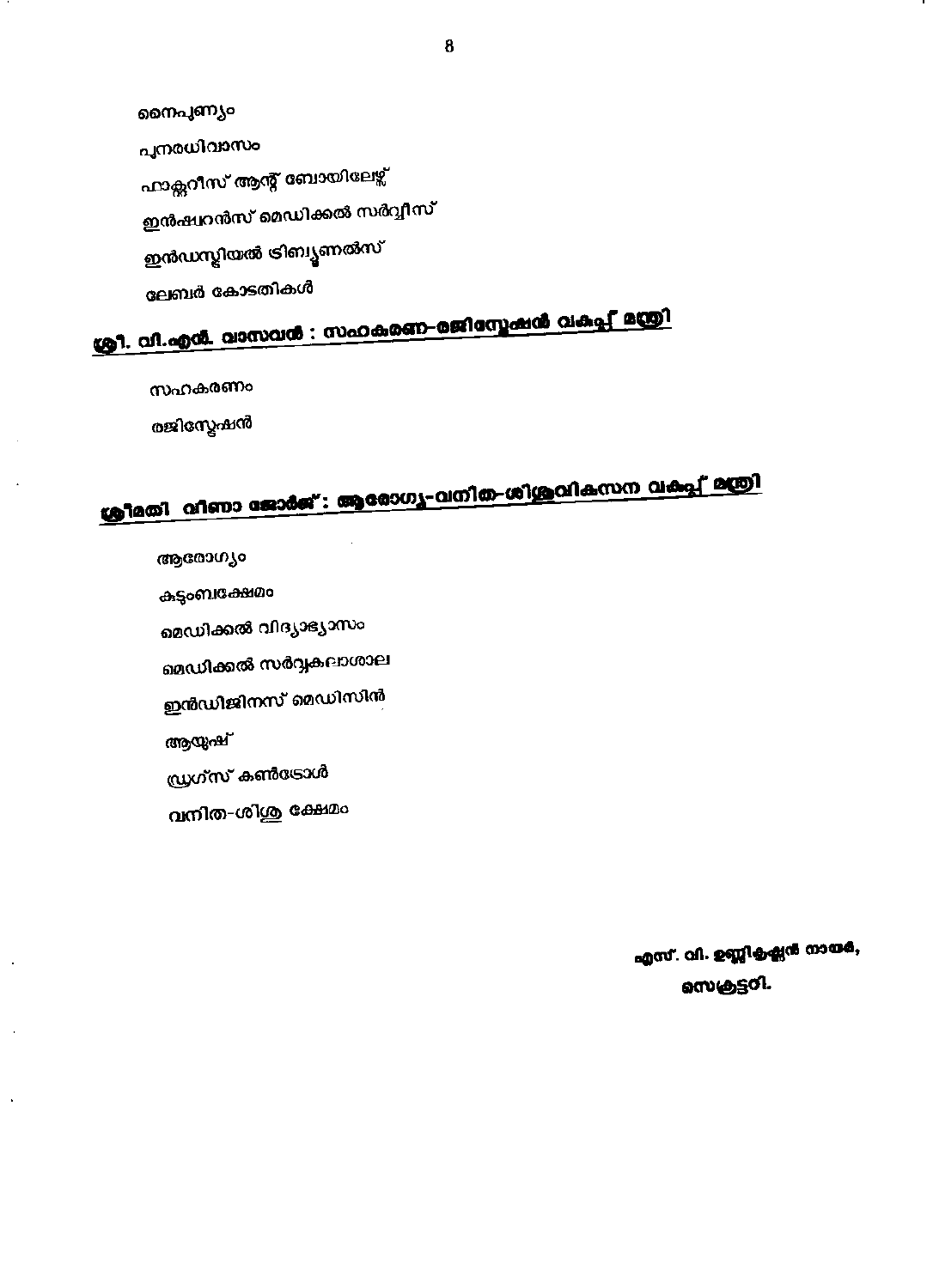നൈപുണ്യം

പുനരധിവാസം

ഫാക്ടറീസ് ആന്റ് ബോയിലേഴ്സ്

ഇൻഷ്വറൻസ് മെഡിക്കൽ സർവ്വീസ്

ഇൻഡസ്ട്രിയൽ ട്രിബ്യൂണൽസ്

ലേബർ കോടതികൾ

## ശ്രീ. വി.എൻ. വാസവൻ : സഹകരണ-രജിസ്ട്രേഷൻ വകുപ്പ് മന്ത്രി

സഹകരണം

രജിസ്ട്രേഷൻ

## ശ്രീമതി വീണാ ജോർജ്: ആരോഗ്യ-വനിത-ശിശുവികസന വകുപ്പ് മന്ത്രി

ആരോഗ്യം

കുടുംബക്ഷേമം

മെഡിക്കൽ വിദ്യാഭ്യാസം

മെഡിക്കൽ സർവ്വകലാശാല

ഇൻഡിജിനസ് മെഡിസിൻ

ആയുഷ്

ഡ്രഗ്സ് കൺട്രോൾ

വനിത-ശിശു ക്ഷേമം

**എസ്. വി. ഉണ്ണികൃഷ്ണൻ നായർ,**

**സെക്രട്ടറി.**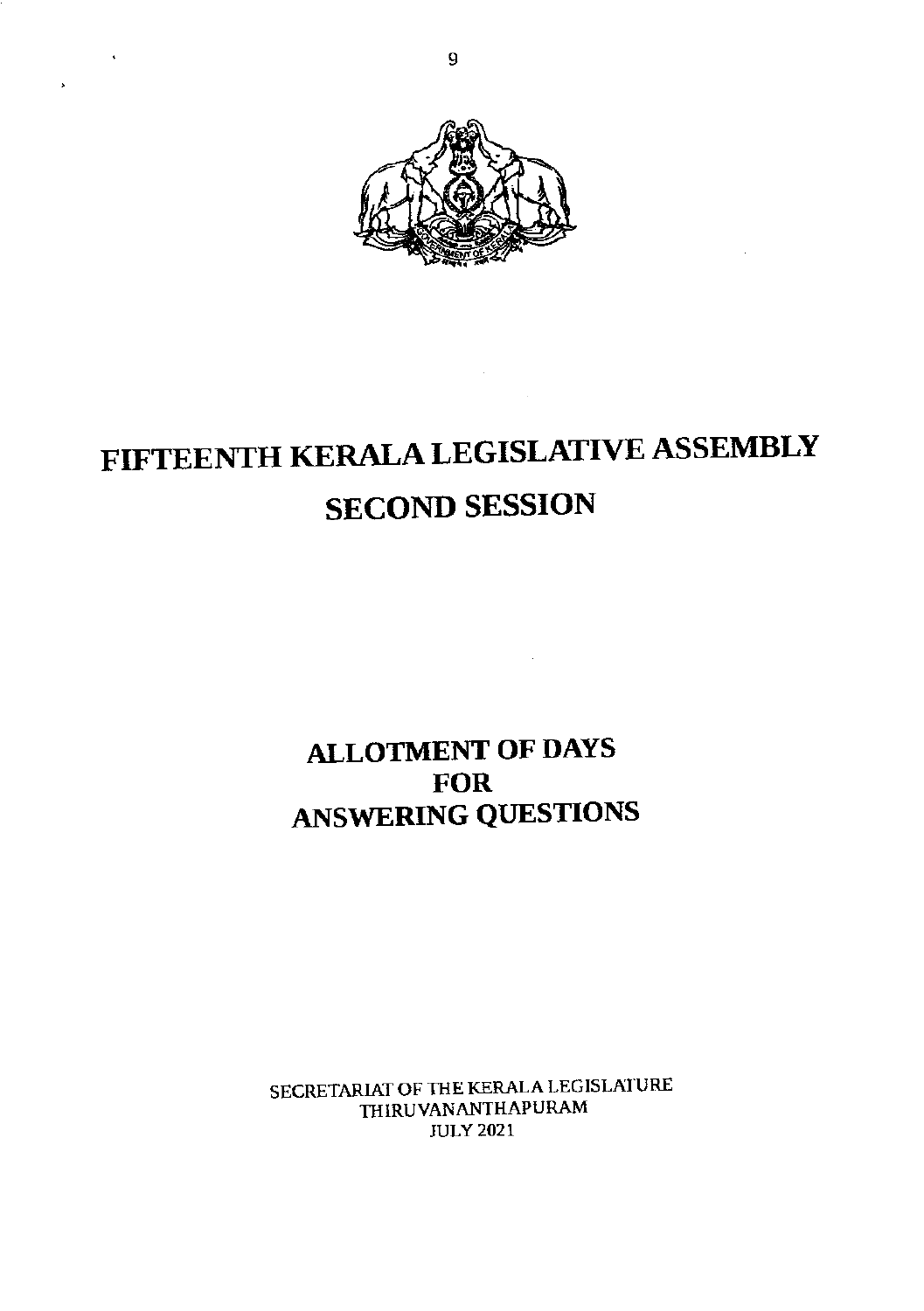# FIFTEENTH KERALA LEGISLATIVE ASSEMBLY

## SECOND SESSION

## ALLOTMENT OF DAYS FOR ANSWERING QUESTIONS

SECRETARIAT OF THE KERALA LEGISLATURE
THIRUVANANTHAPURAM
JULY 2021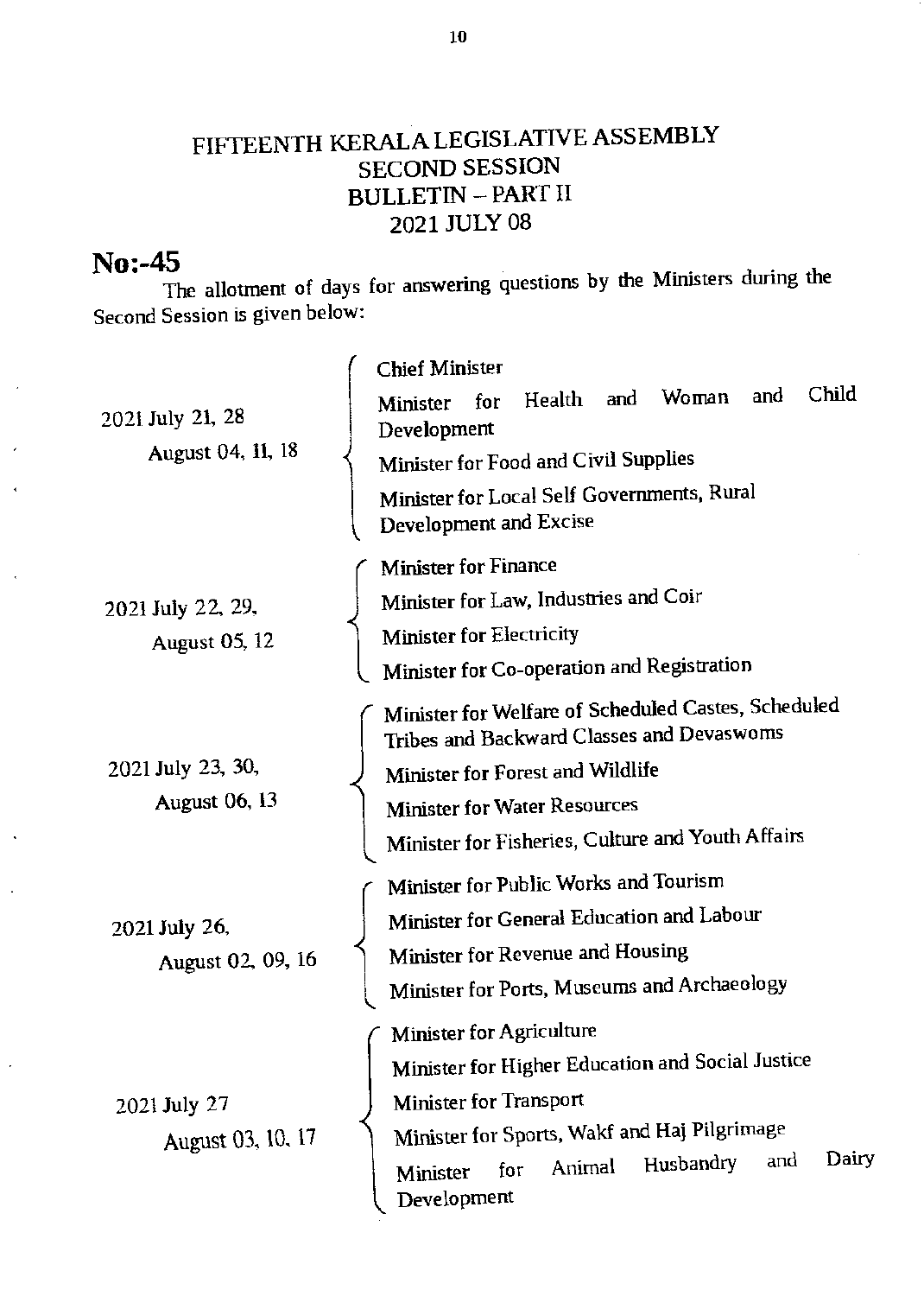# FIFTEENTH KERALA LEGISLATIVE ASSEMBLY
## SECOND SESSION
## BULLETIN – PART II
## 2021 JULY 08

**No:-45**

The allotment of days for answering questions by the Ministers during the Second Session is given below:

| Dates | Ministers |
|---|---|
| 2021 July 21, 28<br>August 04, 11, 18 | Chief Minister<br>Minister for Health and Woman and Child Development<br>Minister for Food and Civil Supplies<br>Minister for Local Self Governments, Rural Development and Excise |
| 2021 July 22, 29,<br>August 05, 12 | Minister for Finance<br>Minister for Law, Industries and Coir<br>Minister for Electricity<br>Minister for Co-operation and Registration |
| 2021 July 23, 30,<br>August 06, 13 | Minister for Welfare of Scheduled Castes, Scheduled Tribes and Backward Classes and Devaswoms<br>Minister for Forest and Wildlife<br>Minister for Water Resources<br>Minister for Fisheries, Culture and Youth Affairs |
| 2021 July 26,<br>August 02, 09, 16 | Minister for Public Works and Tourism<br>Minister for General Education and Labour<br>Minister for Revenue and Housing<br>Minister for Ports, Museums and Archaeology |
| 2021 July 27<br>August 03, 10, 17 | Minister for Agriculture<br>Minister for Higher Education and Social Justice<br>Minister for Transport<br>Minister for Sports, Wakf and Haj Pilgrimage<br>Minister for Animal Husbandry and Dairy Development |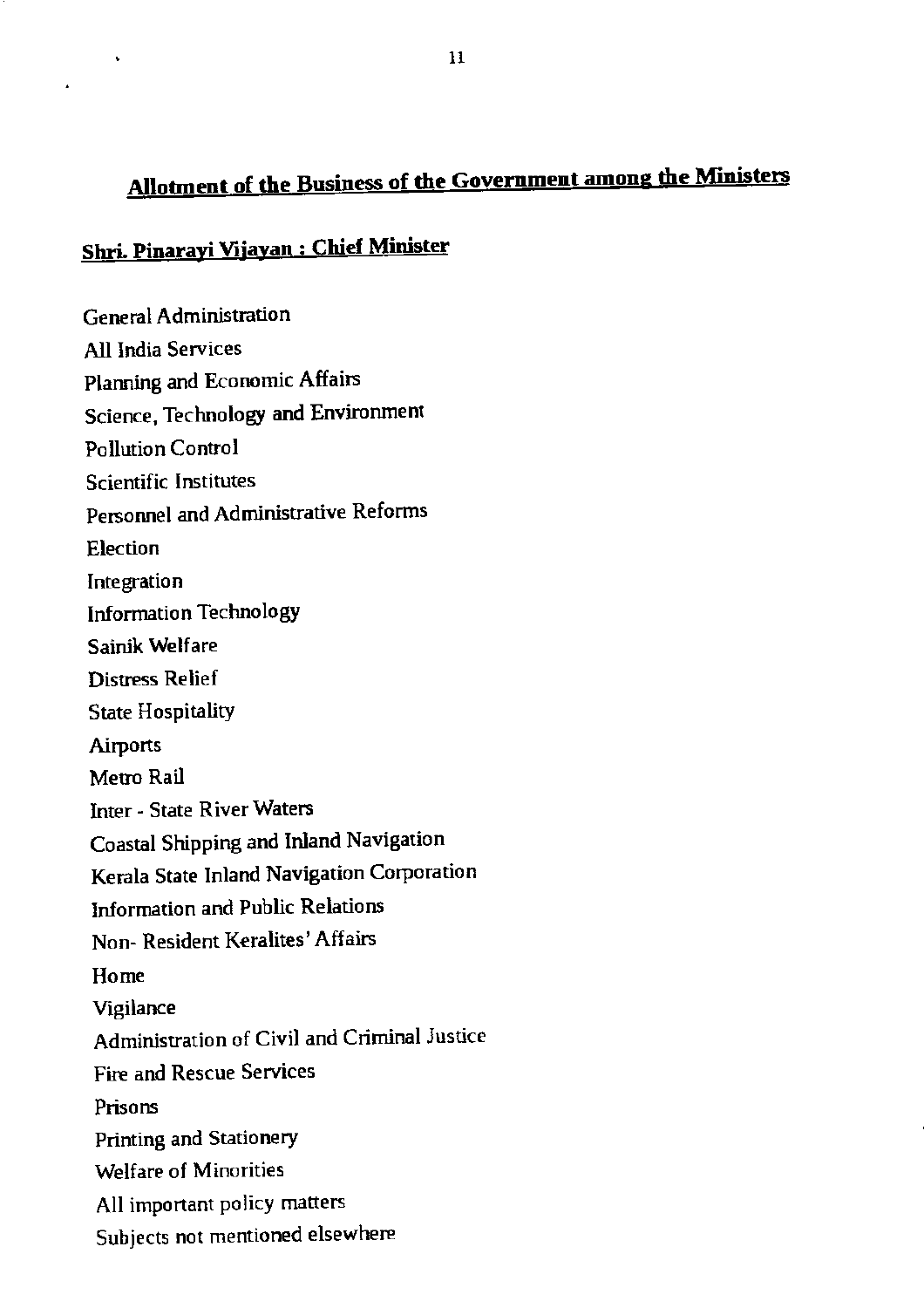## Allotment of the Business of the Government among the Ministers

### Shri. Pinarayi Vijayan : Chief Minister

General Administration

All India Services

Planning and Economic Affairs

Science, Technology and Environment

Pollution Control

Scientific Institutes

Personnel and Administrative Reforms

Election

Integration

Information Technology

Sainik Welfare

Distress Relief

State Hospitality

Airports

Metro Rail

Inter - State River Waters

Coastal Shipping and Inland Navigation

Kerala State Inland Navigation Corporation

Information and Public Relations

Non- Resident Keralites' Affairs

Home

Vigilance

Administration of Civil and Criminal Justice

Fire and Rescue Services

Prisons

Printing and Stationery

Welfare of Minorities

All important policy matters

Subjects not mentioned elsewhere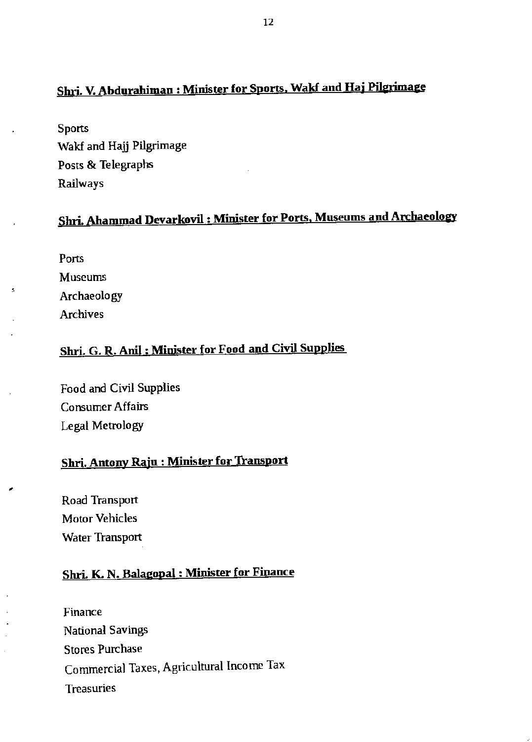## Shri. V. Abdurahiman : Minister for Sports, Wakf and Haj Pilgrimage

Sports
Wakf and Hajj Pilgrimage
Posts & Telegraphs
Railways

## Shri. Ahammad Devarkovil : Minister for Ports, Museums and Archaeology

Ports
Museums
Archaeology
Archives

## Shri. G. R. Anil : Minister for Food and Civil Supplies

Food and Civil Supplies
Consumer Affairs
Legal Metrology

## Shri. Antony Raju : Minister for Transport

Road Transport
Motor Vehicles
Water Transport

## Shri. K. N. Balagopal : Minister for Finance

Finance
National Savings
Stores Purchase
Commercial Taxes, Agricultural Income Tax
Treasuries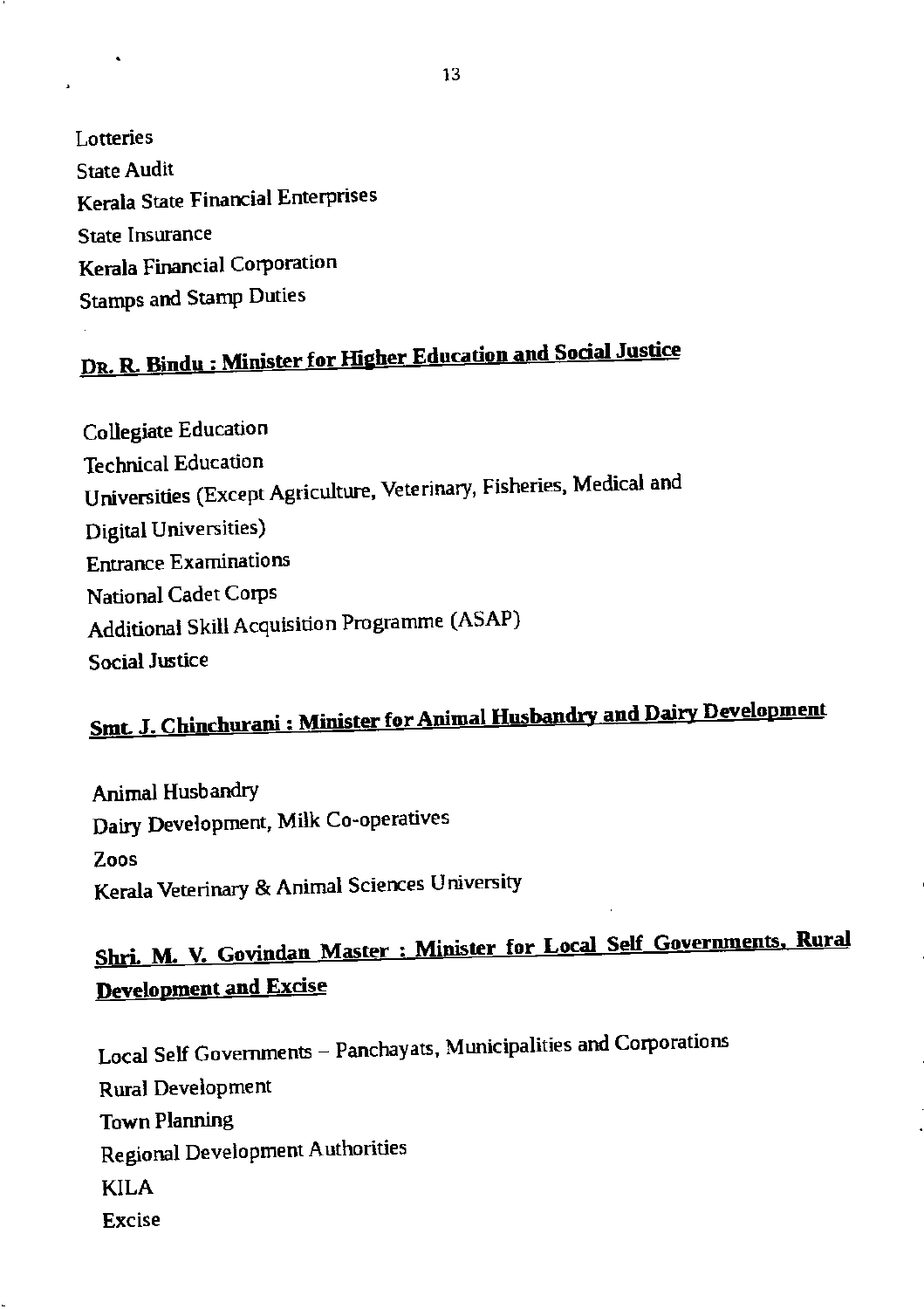Lotteries
State Audit
Kerala State Financial Enterprises
State Insurance
Kerala Financial Corporation
Stamps and Stamp Duties

## Dr. R. Bindu : Minister for Higher Education and Social Justice

Collegiate Education
Technical Education
Universities (Except Agriculture, Veterinary, Fisheries, Medical and Digital Universities)
Entrance Examinations
National Cadet Corps
Additional Skill Acquisition Programme (ASAP)
Social Justice

## Smt. J. Chinchurani : Minister for Animal Husbandry and Dairy Development

Animal Husbandry
Dairy Development, Milk Co-operatives
Zoos
Kerala Veterinary & Animal Sciences University

## Shri. M. V. Govindan Master : Minister for Local Self Governments, Rural Development and Excise

Local Self Governments – Panchayats, Municipalities and Corporations
Rural Development
Town Planning
Regional Development Authorities
KILA
Excise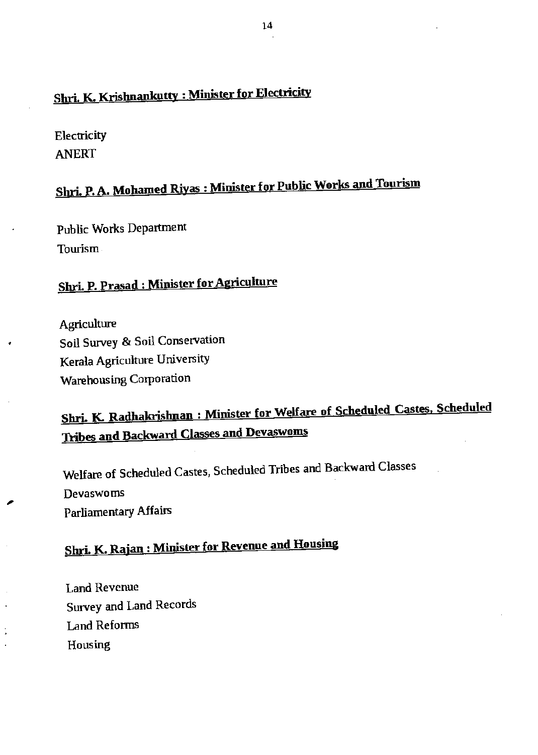## Shri. K. Krishnankutty : Minister for Electricity

Electricity
ANERT

## Shri. P. A. Mohamed Riyas : Minister for Public Works and Tourism

Public Works Department
Tourism

## Shri. P. Prasad : Minister for Agriculture

Agriculture
Soil Survey & Soil Conservation
Kerala Agriculture University
Warehousing Corporation

## Shri. K. Radhakrishnan : Minister for Welfare of Scheduled Castes, Scheduled Tribes and Backward Classes and Devaswoms

Welfare of Scheduled Castes, Scheduled Tribes and Backward Classes
Devaswoms
Parliamentary Affairs

## Shri. K. Rajan : Minister for Revenue and Housing

Land Revenue
Survey and Land Records
Land Reforms
Housing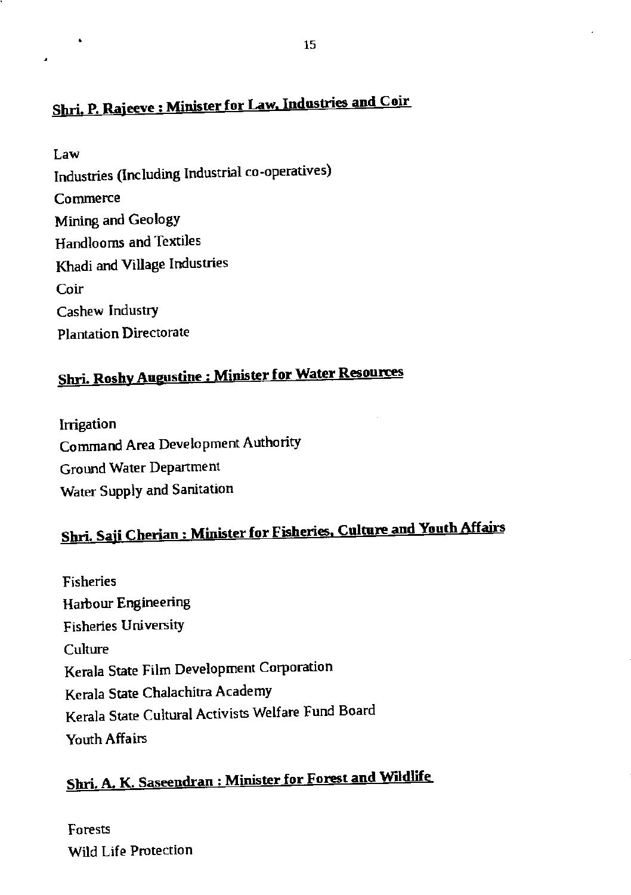## Shri. P. Rajeeve : Minister for Law, Industries and Coir

Law
Industries (Including Industrial co-operatives)
Commerce
Mining and Geology
Handlooms and Textiles
Khadi and Village Industries
Coir
Cashew Industry
Plantation Directorate

## Shri. Roshy Augustine : Minister for Water Resources

Irrigation
Command Area Development Authority
Ground Water Department
Water Supply and Sanitation

## Shri. Saji Cherian : Minister for Fisheries, Culture and Youth Affairs

Fisheries
Harbour Engineering
Fisheries University
Culture
Kerala State Film Development Corporation
Kerala State Chalachitra Academy
Kerala State Cultural Activists Welfare Fund Board
Youth Affairs

## Shri. A. K. Saseendran : Minister for Forest and Wildlife

Forests
Wild Life Protection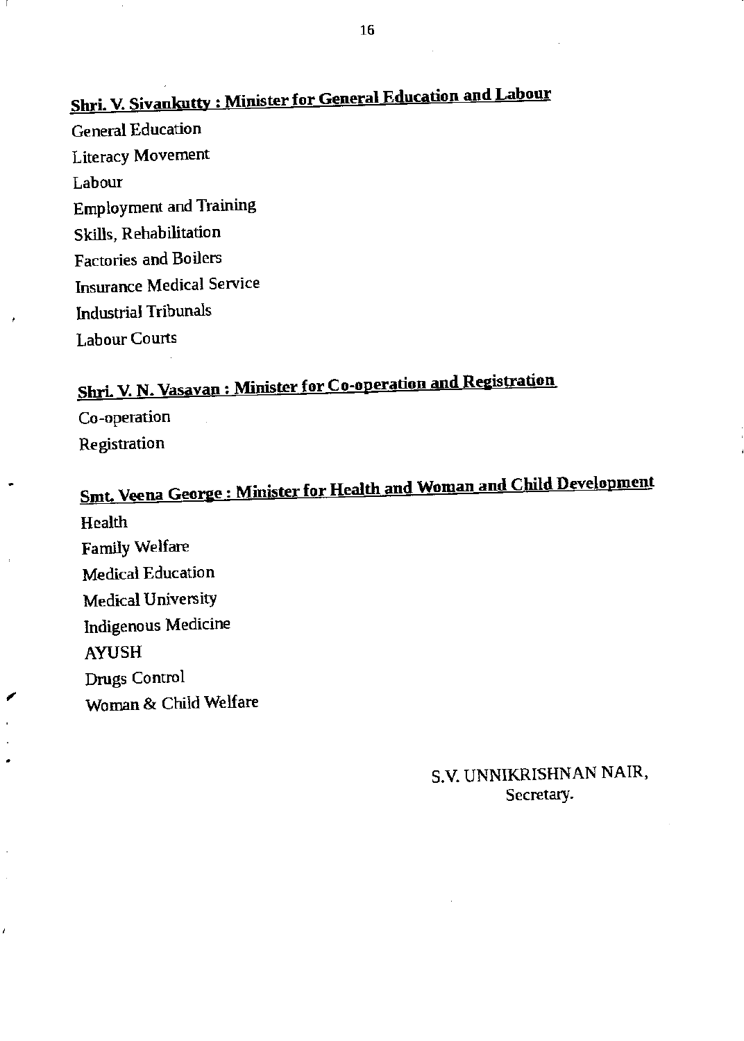**Shri. V. Sivankutty : Minister for General Education and Labour**

General Education
Literacy Movement
Labour
Employment and Training
Skills, Rehabilitation
Factories and Boilers
Insurance Medical Service
Industrial Tribunals
Labour Courts

**Shri. V. N. Vasavan : Minister for Co-operation and Registration**

Co-operation
Registration

**Smt. Veena George : Minister for Health and Woman and Child Development**

Health
Family Welfare
Medical Education
Medical University
Indigenous Medicine
AYUSH
Drugs Control
Woman & Child Welfare

S.V. UNNIKRISHNAN NAIR,
Secretary.